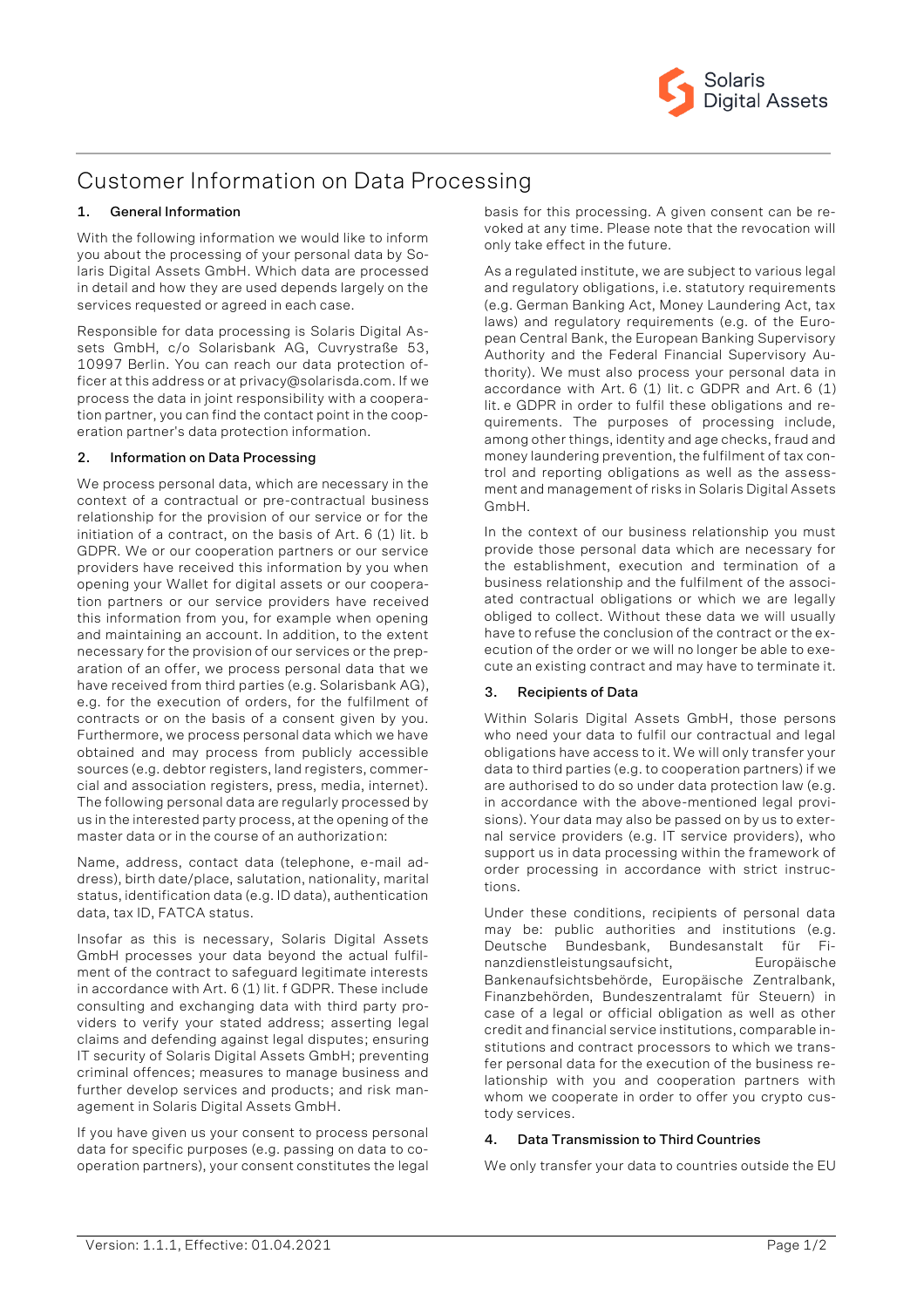# Customer Information on Data Processing

## 1. General Information

With the following information we would like to inform you about the processing of your personal data by Solaris Digital Assets GmbH. Which data are processed in detail and how they are used depends largely on the services requested or agreed in each case.

Responsible for data processing is Solaris Digital Assets GmbH, c/o Solarisbank AG, Cuvrystraße 53, 10997 Berlin. You can reach our data protection officer at this address or at privacy@solarisda.com. If we process the data in joint responsibility with a cooperation partner, you can find the contact point in the cooperation partner's data protection information.

## 2. Information on Data Processing

We process personal data, which are necessary in the context of a contractual or pre-contractual business relationship for the provision of our service or for the initiation of a contract, on the basis of Art. 6 (1) lit. b GDPR. We or our cooperation partners or our service providers have received this information by you when opening your Wallet for digital assets or our cooperation partners or our service providers have received this information from you, for example when opening and maintaining an account. In addition, to the extent necessary for the provision of our services or the preparation of an offer, we process personal data that we have received from third parties (e.g. Solarisbank AG), e.g. for the execution of orders, for the fulfilment of contracts or on the basis of a consent given by you. Furthermore, we process personal data which we have obtained and may process from publicly accessible sources (e.g. debtor registers, land registers, commercial and association registers, press, media, internet). The following personal data are regularly processed by us in the interested party process, at the opening of the master data or in the course of an authorization:

Name, address, contact data (telephone, e-mail address), birth date/place, salutation, nationality, marital status, identification data (e.g. ID data), authentication data, tax ID, FATCA status.

Insofar as this is necessary, Solaris Digital Assets GmbH processes your data beyond the actual fulfilment of the contract to safeguard legitimate interests in accordance with Art. 6 (1) lit. f GDPR. These include consulting and exchanging data with third party providers to verify your stated address; asserting legal claims and defending against legal disputes; ensuring IT security of Solaris Digital Assets GmbH; preventing criminal offences; measures to manage business and further develop services and products; and risk management in Solaris Digital Assets GmbH.

If you have given us your consent to process personal data for specific purposes (e.g. passing on data to cooperation partners), your consent constitutes the legal basis for this processing. A given consent can be revoked at any time. Please note that the revocation will only take effect in the future.

As a regulated institute, we are subject to various legal and regulatory obligations, i.e. statutory requirements (e.g. German Banking Act, Money Laundering Act, tax laws) and regulatory requirements (e.g. of the European Central Bank, the European Banking Supervisory Authority and the Federal Financial Supervisory Authority). We must also process your personal data in accordance with Art. 6 (1) lit. c GDPR and Art. 6 (1) lit. e GDPR in order to fulfil these obligations and requirements. The purposes of processing include, among other things, identity and age checks, fraud and money laundering prevention, the fulfilment of tax control and reporting obligations as well as the assessment and management of risks in Solaris Digital Assets GmbH.

In the context of our business relationship you must provide those personal data which are necessary for the establishment, execution and termination of a business relationship and the fulfilment of the associated contractual obligations or which we are legally obliged to collect. Without these data we will usually have to refuse the conclusion of the contract or the execution of the order or we will no longer be able to execute an existing contract and may have to terminate it.

## 3. Recipients of Data

Within Solaris Digital Assets GmbH, those persons who need your data to fulfil our contractual and legal obligations have access to it. We will only transfer your data to third parties (e.g. to cooperation partners) if we are authorised to do so under data protection law (e.g. in accordance with the above-mentioned legal provisions). Your data may also be passed on by us to external service providers (e.g. IT service providers), who support us in data processing within the framework of order processing in accordance with strict instructions.

Under these conditions, recipients of personal data may be: public authorities and institutions (e.g. Deutsche Bundesbank, Bundesanstalt für Finanzdienstleistungsaufsicht, Europäische Bankenaufsichtsbehörde, Europäische Zentralbank, Finanzbehörden, Bundeszentralamt für Steuern) in case of a legal or official obligation as well as other credit and financial service institutions, comparable institutions and contract processors to which we transfer personal data for the execution of the business relationship with you and cooperation partners with whom we cooperate in order to offer you crypto custody services.

## 4. Data Transmission to Third Countries

We only transfer your data to countries outside the EU

Version: 1.1.1, Effective: 01.04.2021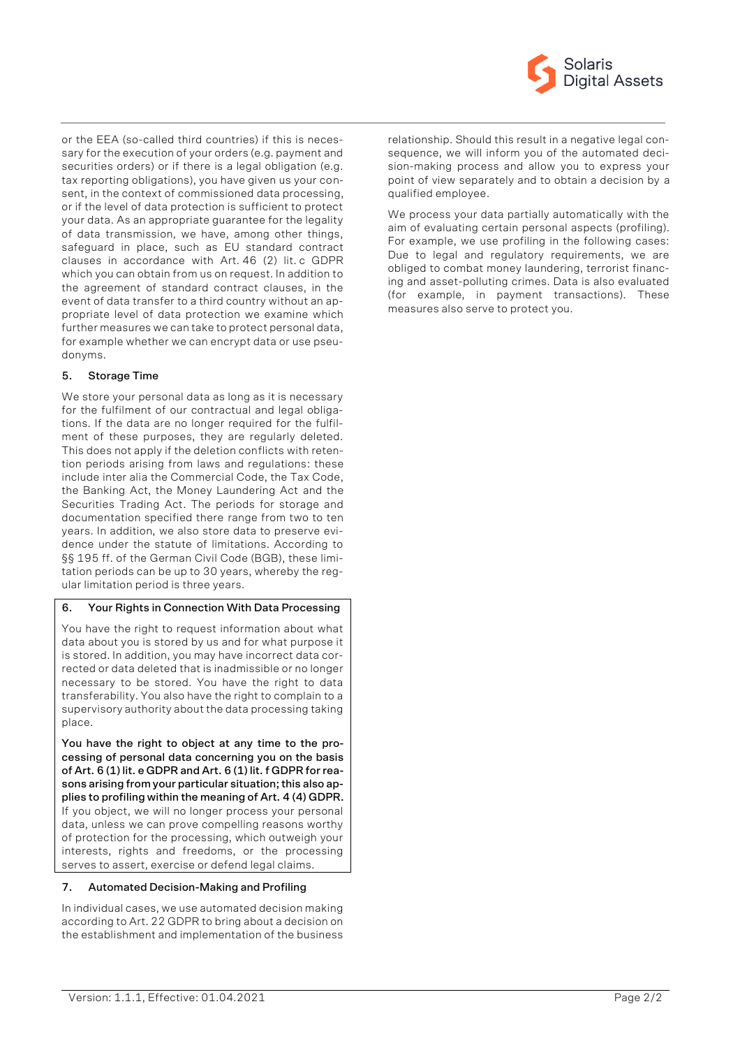or the EEA (so-called third countries) if this is necessary for the execution of your orders (e.g. payment and securities orders) or if there is a legal obligation (e.g. tax reporting obligations), you have given us your consent, in the context of commissioned data processing, or if the level of data protection is sufficient to protect your data. As an appropriate guarantee for the legality of data transmission, we have, among other things, safeguard in place, such as EU standard contract clauses in accordance with Art. 46 (2) lit. c GDPR which you can obtain from us on request. In addition to the agreement of standard contract clauses, in the event of data transfer to a third country without an appropriate level of data protection we examine which further measures we can take to protect personal data, for example whether we can encrypt data or use pseudonyms.

## 5. Storage Time

We store your personal data as long as it is necessary for the fulfilment of our contractual and legal obligations. If the data are no longer required for the fulfilment of these purposes, they are regularly deleted. This does not apply if the deletion conflicts with retention periods arising from laws and regulations: these include inter alia the Commercial Code, the Tax Code, the Banking Act, the Money Laundering Act and the Securities Trading Act. The periods for storage and documentation specified there range from two to ten years. In addition, we also store data to preserve evidence under the statute of limitations. According to §§ 195 ff. of the German Civil Code (BGB), these limitation periods can be up to 30 years, whereby the regular limitation period is three years.

## 6. Your Rights in Connection With Data Processing

You have the right to request information about what data about you is stored by us and for what purpose it is stored. In addition, you may have incorrect data corrected or data deleted that is inadmissible or no longer necessary to be stored. You have the right to data transferability. You also have the right to complain to a supervisory authority about the data processing taking place.

**You have the right to object at any time to the processing of personal data concerning you on the basis of Art. 6 (1) lit. e GDPR and Art. 6 (1) lit. f GDPR for reasons arising from your particular situation; this also applies to profiling within the meaning of Art. 4 (4) GDPR.** If you object, we will no longer process your personal data, unless we can prove compelling reasons worthy of protection for the processing, which outweigh your interests, rights and freedoms, or the processing serves to assert, exercise or defend legal claims.

## 7. Automated Decision-Making and Profiling

In individual cases, we use automated decision making according to Art. 22 GDPR to bring about a decision on the establishment and implementation of the business relationship. Should this result in a negative legal consequence, we will inform you of the automated decision-making process and allow you to express your point of view separately and to obtain a decision by a qualified employee.

We process your data partially automatically with the aim of evaluating certain personal aspects (profiling). For example, we use profiling in the following cases: Due to legal and regulatory requirements, we are obliged to combat money laundering, terrorist financing and asset-polluting crimes. Data is also evaluated (for example, in payment transactions). These measures also serve to protect you.